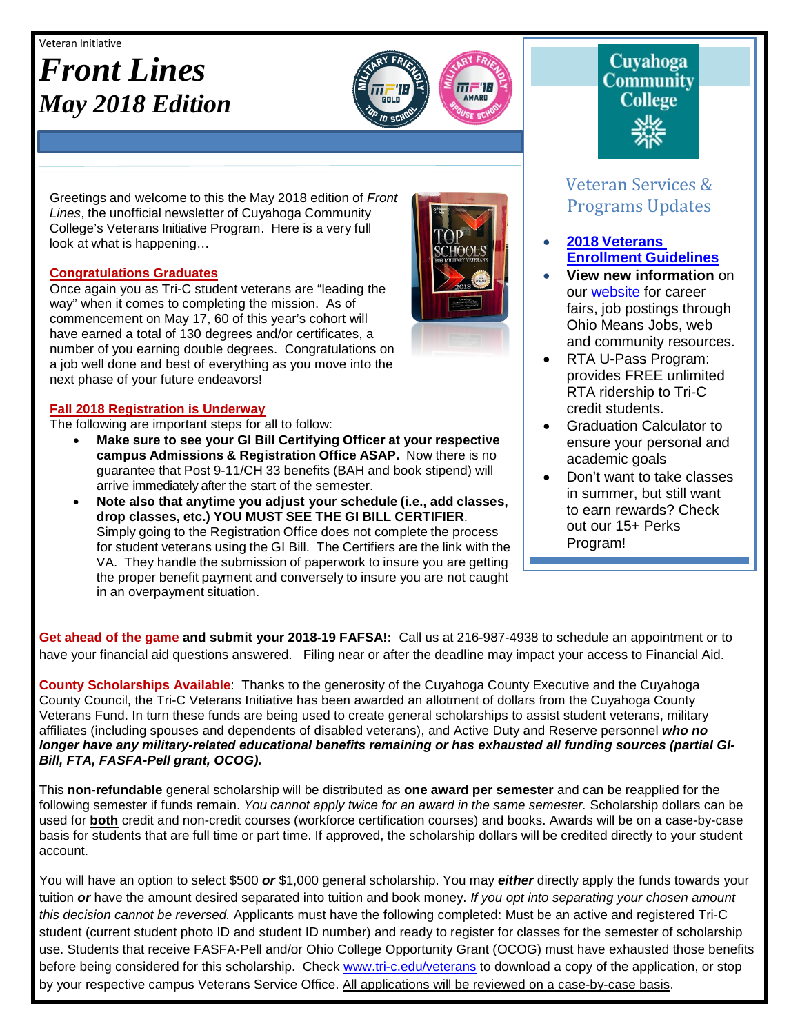Veteran Initiative

# *Front Lines*
## *May 2018 Edition*

Greetings and welcome to this the May 2018 edition of *Front Lines*, the unofficial newsletter of Cuyahoga Community College's Veterans Initiative Program. Here is a very full look at what is happening…

**Congratulations Graduates**

Once again you as Tri-C student veterans are "leading the way" when it comes to completing the mission. As of commencement on May 17, 60 of this year's cohort will have earned a total of 130 degrees and/or certificates, a number of you earning double degrees. Congratulations on a job well done and best of everything as you move into the next phase of your future endeavors!

**Fall 2018 Registration is Underway**

The following are important steps for all to follow:

- **Make sure to see your GI Bill Certifying Officer at your respective campus Admissions & Registration Office ASAP.** Now there is no guarantee that Post 9-11/CH 33 benefits (BAH and book stipend) will arrive immediately after the start of the semester.
- **Note also that anytime you adjust your schedule (i.e., add classes, drop classes, etc.) YOU MUST SEE THE GI BILL CERTIFIER**. Simply going to the Registration Office does not complete the process for student veterans using the GI Bill. The Certifiers are the link with the VA. They handle the submission of paperwork to insure you are getting the proper benefit payment and conversely to insure you are not caught in an overpayment situation.

Cuyahoga Community College

## Veteran Services & Programs Updates

- **2018 Veterans Enrollment Guidelines**
- **View new information** on our website for career fairs, job postings through Ohio Means Jobs, web and community resources.
- RTA U-Pass Program: provides FREE unlimited RTA ridership to Tri-C credit students.
- Graduation Calculator to ensure your personal and academic goals
- Don't want to take classes in summer, but still want to earn rewards? Check out our 15+ Perks Program!

**Get ahead of the game and submit your 2018-19 FAFSA!:** Call us at 216-987-4938 to schedule an appointment or to have your financial aid questions answered. Filing near or after the deadline may impact your access to Financial Aid.

**County Scholarships Available**: Thanks to the generosity of the Cuyahoga County Executive and the Cuyahoga County Council, the Tri-C Veterans Initiative has been awarded an allotment of dollars from the Cuyahoga County Veterans Fund. In turn these funds are being used to create general scholarships to assist student veterans, military affiliates (including spouses and dependents of disabled veterans), and Active Duty and Reserve personnel ***who no longer have any military-related educational benefits remaining or has exhausted all funding sources (partial GI-Bill, FTA, FASFA-Pell grant, OCOG).***

This **non-refundable** general scholarship will be distributed as **one award per semester** and can be reapplied for the following semester if funds remain. *You cannot apply twice for an award in the same semester.* Scholarship dollars can be used for **both** credit and non-credit courses (workforce certification courses) and books. Awards will be on a case-by-case basis for students that are full time or part time. If approved, the scholarship dollars will be credited directly to your student account.

You will have an option to select $500 ***or*** $1,000 general scholarship. You may ***either*** directly apply the funds towards your tuition ***or*** have the amount desired separated into tuition and book money. *If you opt into separating your chosen amount this decision cannot be reversed.* Applicants must have the following completed: Must be an active and registered Tri-C student (current student photo ID and student ID number) and ready to register for classes for the semester of scholarship use. Students that receive FASFA-Pell and/or Ohio College Opportunity Grant (OCOG) must have exhausted those benefits before being considered for this scholarship. Check www.tri-c.edu/veterans to download a copy of the application, or stop by your respective campus Veterans Service Office. All applications will be reviewed on a case-by-case basis.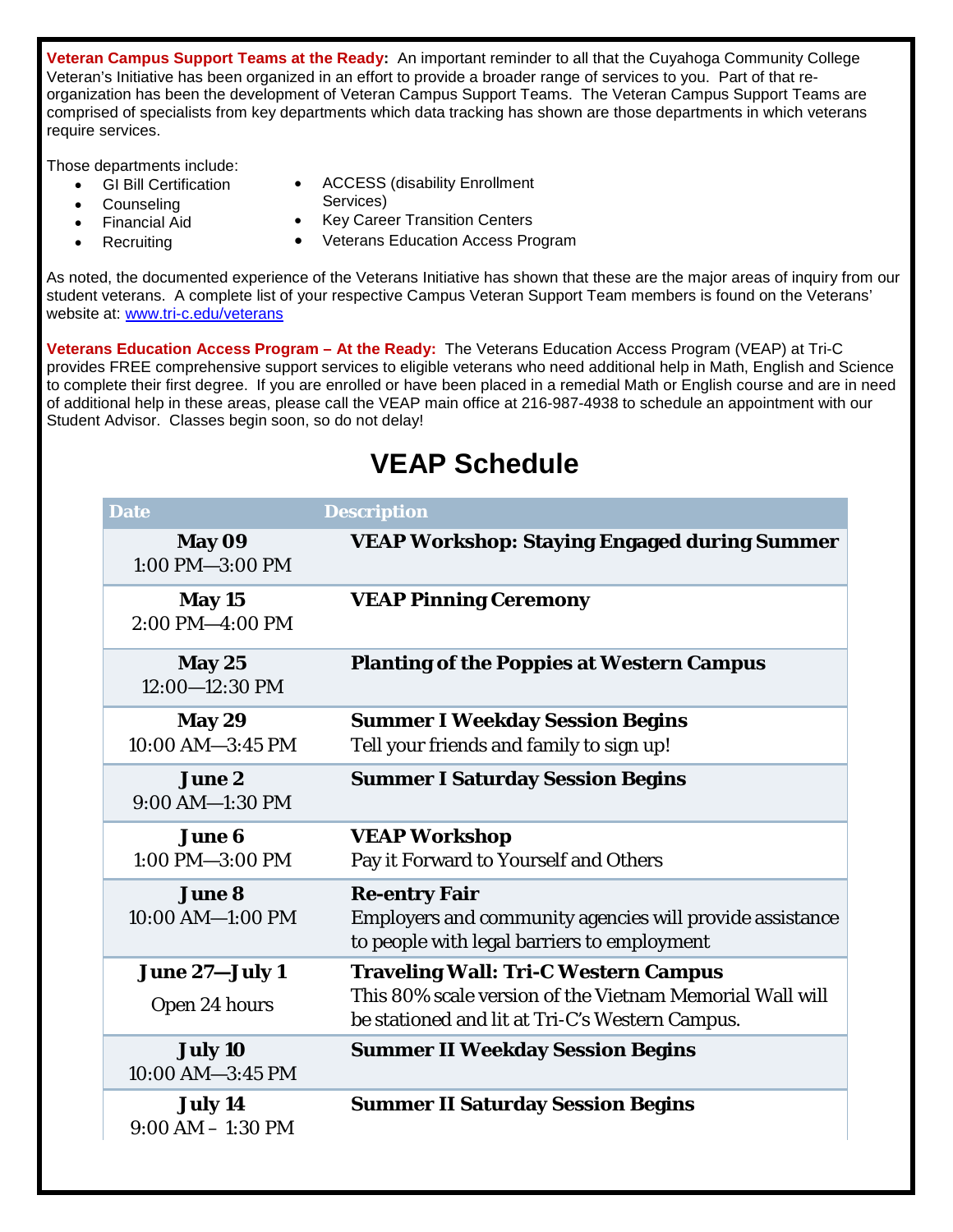**Veteran Campus Support Teams at the Ready:** An important reminder to all that the Cuyahoga Community College Veteran's Initiative has been organized in an effort to provide a broader range of services to you. Part of that re-organization has been the development of Veteran Campus Support Teams. The Veteran Campus Support Teams are comprised of specialists from key departments which data tracking has shown are those departments in which veterans require services.

Those departments include:

- GI Bill Certification
- Counseling
- Financial Aid
- Recruiting
- ACCESS (disability Enrollment Services)
- Key Career Transition Centers
- Veterans Education Access Program

As noted, the documented experience of the Veterans Initiative has shown that these are the major areas of inquiry from our student veterans. A complete list of your respective Campus Veteran Support Team members is found on the Veterans' website at: www.tri-c.edu/veterans

**Veterans Education Access Program – At the Ready:** The Veterans Education Access Program (VEAP) at Tri-C provides FREE comprehensive support services to eligible veterans who need additional help in Math, English and Science to complete their first degree. If you are enrolled or have been placed in a remedial Math or English course and are in need of additional help in these areas, please call the VEAP main office at 216-987-4938 to schedule an appointment with our Student Advisor. Classes begin soon, so do not delay!

# VEAP Schedule

| Date | Description |
|---|---|
| **May 09**<br>1:00 PM—3:00 PM | **VEAP Workshop: Staying Engaged during Summer** |
| **May 15**<br>2:00 PM—4:00 PM | **VEAP Pinning Ceremony** |
| **May 25**<br>12:00—12:30 PM | **Planting of the Poppies at Western Campus** |
| **May 29**<br>10:00 AM—3:45 PM | **Summer I Weekday Session Begins**<br>Tell your friends and family to sign up! |
| **June 2**<br>9:00 AM—1:30 PM | **Summer I Saturday Session Begins** |
| **June 6**<br>1:00 PM—3:00 PM | **VEAP Workshop**<br>Pay it Forward to Yourself and Others |
| **June 8**<br>10:00 AM—1:00 PM | **Re-entry Fair**<br>Employers and community agencies will provide assistance to people with legal barriers to employment |
| **June 27—July 1**<br>Open 24 hours | **Traveling Wall: Tri-C Western Campus**<br>This 80% scale version of the Vietnam Memorial Wall will be stationed and lit at Tri-C's Western Campus. |
| **July 10**<br>10:00 AM—3:45 PM | **Summer II Weekday Session Begins** |
| **July 14**<br>9:00 AM – 1:30 PM | **Summer II Saturday Session Begins** |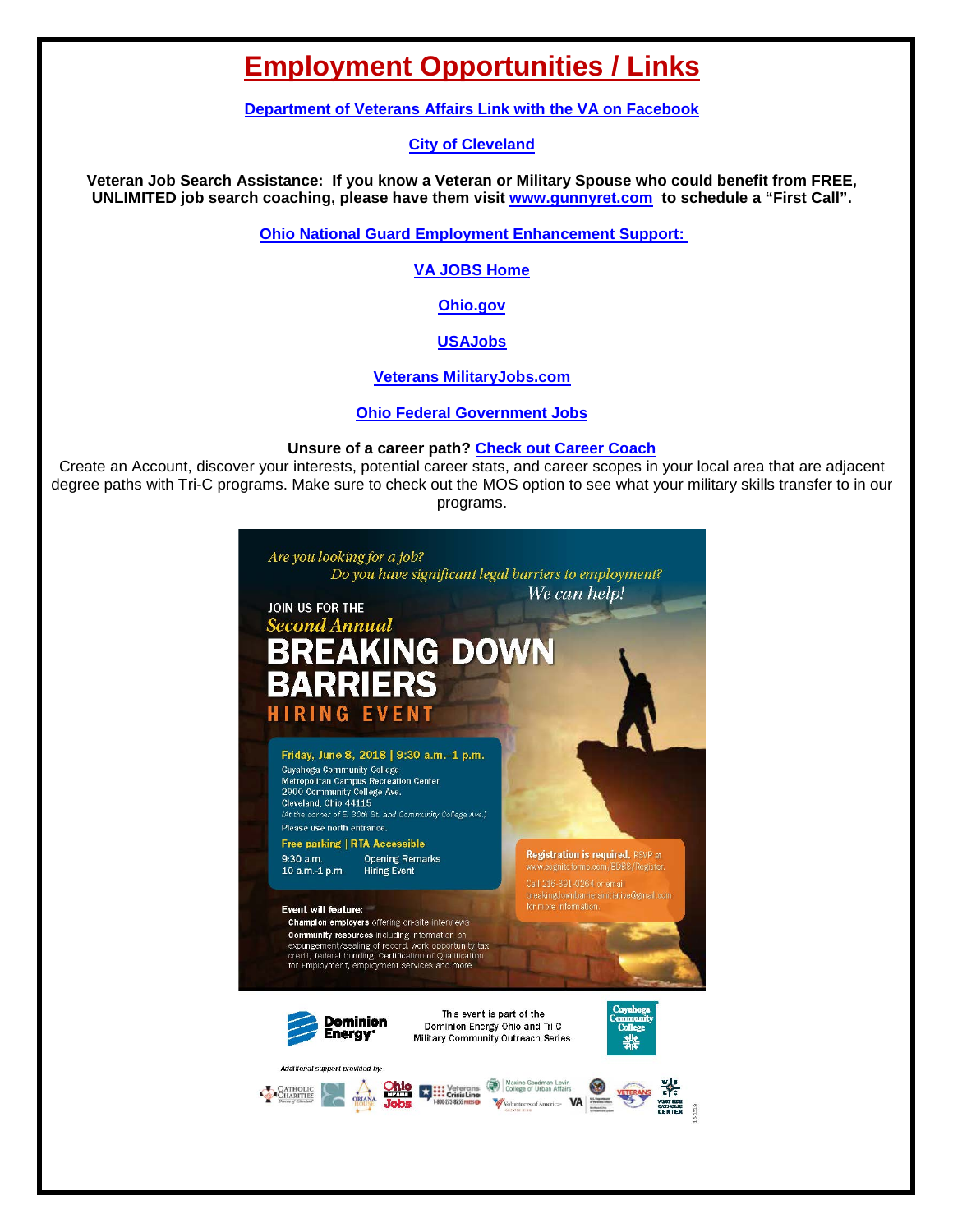# Employment Opportunities / Links

**Department of Veterans Affairs Link with the VA on Facebook**

**City of Cleveland**

**Veteran Job Search Assistance: If you know a Veteran or Military Spouse who could benefit from FREE, UNLIMITED job search coaching, please have them visit www.gunnyret.com to schedule a "First Call".**

**Ohio National Guard Employment Enhancement Support:**

**VA JOBS Home**

**Ohio.gov**

**USAJobs**

**Veterans MilitaryJobs.com**

**Ohio Federal Government Jobs**

**Unsure of a career path? Check out Career Coach**

Create an Account, discover your interests, potential career stats, and career scopes in your local area that are adjacent degree paths with Tri-C programs. Make sure to check out the MOS option to see what your military skills transfer to in our programs.

*Are you looking for a job?*
*Do you have significant legal barriers to employment?*
*We can help!*

JOIN US FOR THE
*Second Annual*
**BREAKING DOWN BARRIERS**
**HIRING EVENT**

**Friday, June 8, 2018 | 9:30 a.m.–1 p.m.**
Cuyahoga Community College
Metropolitan Campus Recreation Center
2900 Community College Ave.
Cleveland, Ohio 44115
(At the corner of E. 30th St. and Community College Ave.)
Please use north entrance.

**Free parking | RTA Accessible**

9:30 a.m. Opening Remarks
10 a.m.-1 p.m. Hiring Event

**Registration is required.** RSVP at www.cognitoforms.com/BDBS/Register.
Call 216-391-0264 or email breakingdownbarriersinitiative@gmail.com for more information.

**Event will feature:**
- **Champion employers** offering on-site interviews
- **Community resources** including information on expungement/sealing of record, work opportunity tax credit, federal bonding, Certification of Qualification for Employment, employment services and more

This event is part of the Dominion Energy Ohio and Tri-C Military Community Outreach Series.

Additional support provided by: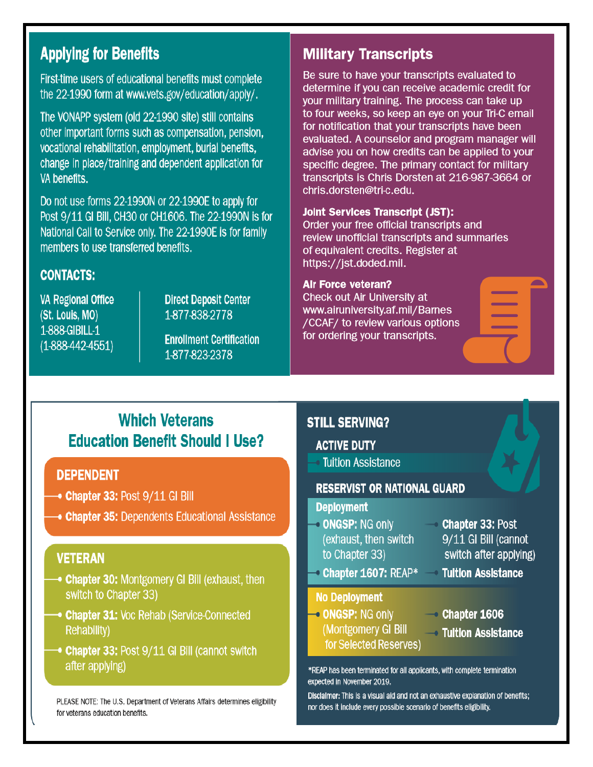## Applying for Benefits

First-time users of educational benefits must complete the 22-1990 form at www.vets.gov/education/apply/.

The VONAPP system (old 22-1990 site) still contains other important forms such as compensation, pension, vocational rehabilitation, employment, burial benefits, change in place/training and dependent application for VA benefits.

Do not use forms 22-1990N or 22-1990E to apply for Post 9/11 GI Bill, CH30 or CH1606. The 22-1990N is for National Call to Service only. The 22-1990E is for family members to use transferred benefits.

### CONTACTS:

**VA Regional Office (St. Louis, MO)**
1-888-GIBILL-1
(1-888-442-4551)

**Direct Deposit Center**
1-877-838-2778

**Enrollment Certification**
1-877-823-2378

## Military Transcripts

Be sure to have your transcripts evaluated to determine if you can receive academic credit for your military training. The process can take up to four weeks, so keep an eye on your Tri-C email for notification that your transcripts have been evaluated. A counselor and program manager will advise you on how credits can be applied to your specific degree. The primary contact for military transcripts is Chris Dorsten at 216-987-3664 or chris.dorsten@tri-c.edu.

**Joint Services Transcript (JST):**
Order your free official transcripts and review unofficial transcripts and summaries of equivalent credits. Register at https://jst.doded.mil.

**Air Force veteran?**
Check out Air University at www.airuniversity.af.mil/Barnes/CCAF/ to review various options for ordering your transcripts.

## Which Veterans Education Benefit Should I Use?

### DEPENDENT

- **Chapter 33:** Post 9/11 GI Bill
- **Chapter 35:** Dependents Educational Assistance

### VETERAN

- **Chapter 30:** Montgomery GI Bill (exhaust, then switch to Chapter 33)
- **Chapter 31:** Voc Rehab (Service-Connected Rehability)
- **Chapter 33:** Post 9/11 GI Bill (cannot switch after applying)

PLEASE NOTE: The U.S. Department of Veterans Affairs determines eligibility for veterans education benefits.

### STILL SERVING?

#### ACTIVE DUTY

- Tuition Assistance

#### RESERVIST OR NATIONAL GUARD

**Deployment**

- **ONGSP:** NG only (exhaust, then switch to Chapter 33)
- **Chapter 1607:** REAP*
- **Chapter 33:** Post 9/11 GI Bill (cannot switch after applying)
- **Tuition Assistance**

**No Deployment**

- **ONGSP:** NG only (Montgomery GI Bill for Selected Reserves)
- **Chapter 1606**
- **Tuition Assistance**

*REAP has been terminated for all applicants, with complete termination expected in November 2019.

**Disclaimer:** This is a visual aid and not an exhaustive explanation of benefits; nor does it include every possible scenario of benefits eligibility.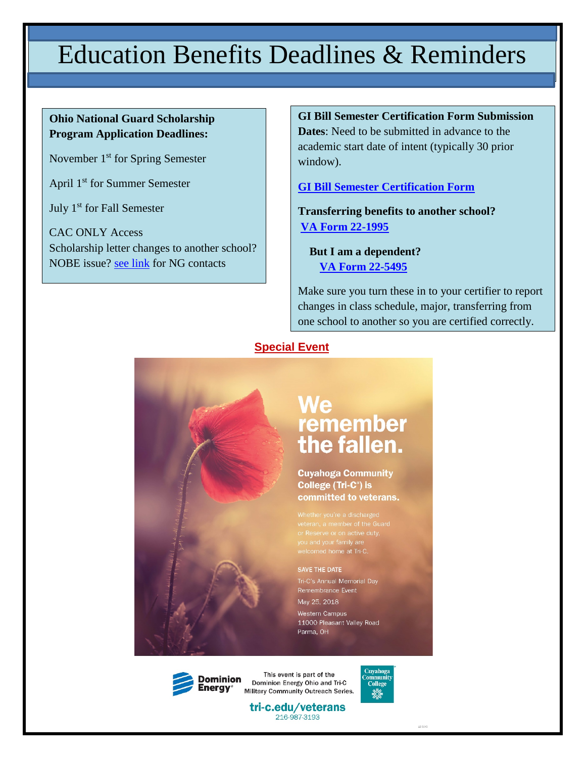# Education Benefits Deadlines & Reminders

**Ohio National Guard Scholarship Program Application Deadlines:**

November 1st for Spring Semester

April 1st for Summer Semester

July 1st for Fall Semester

CAC ONLY Access
Scholarship letter changes to another school? NOBE issue? see link for NG contacts

**GI Bill Semester Certification Form Submission Dates**: Need to be submitted in advance to the academic start date of intent (typically 30 prior window).

**GI Bill Semester Certification Form**

**Transferring benefits to another school?**
**VA Form 22-1995**

**But I am a dependent?**
**VA Form 22-5495**

Make sure you turn these in to your certifier to report changes in class schedule, major, transferring from one school to another so you are certified correctly.

**Special Event**

**We remember the fallen.**

**Cuyahoga Community College (Tri-C®) is committed to veterans.**

Whether you're a discharged veteran, a member of the Guard or Reserve or on active duty, you and your family are welcomed home at Tri-C.

SAVE THE DATE
Tri-C's Annual Memorial Day Remembrance Event
May 25, 2018
Western Campus
11000 Pleasant Valley Road
Parma, OH

Dominion Energy®

This event is part of the Dominion Energy Ohio and Tri-C Military Community Outreach Series.

Cuyahoga Community College

tri-c.edu/veterans
216-987-3193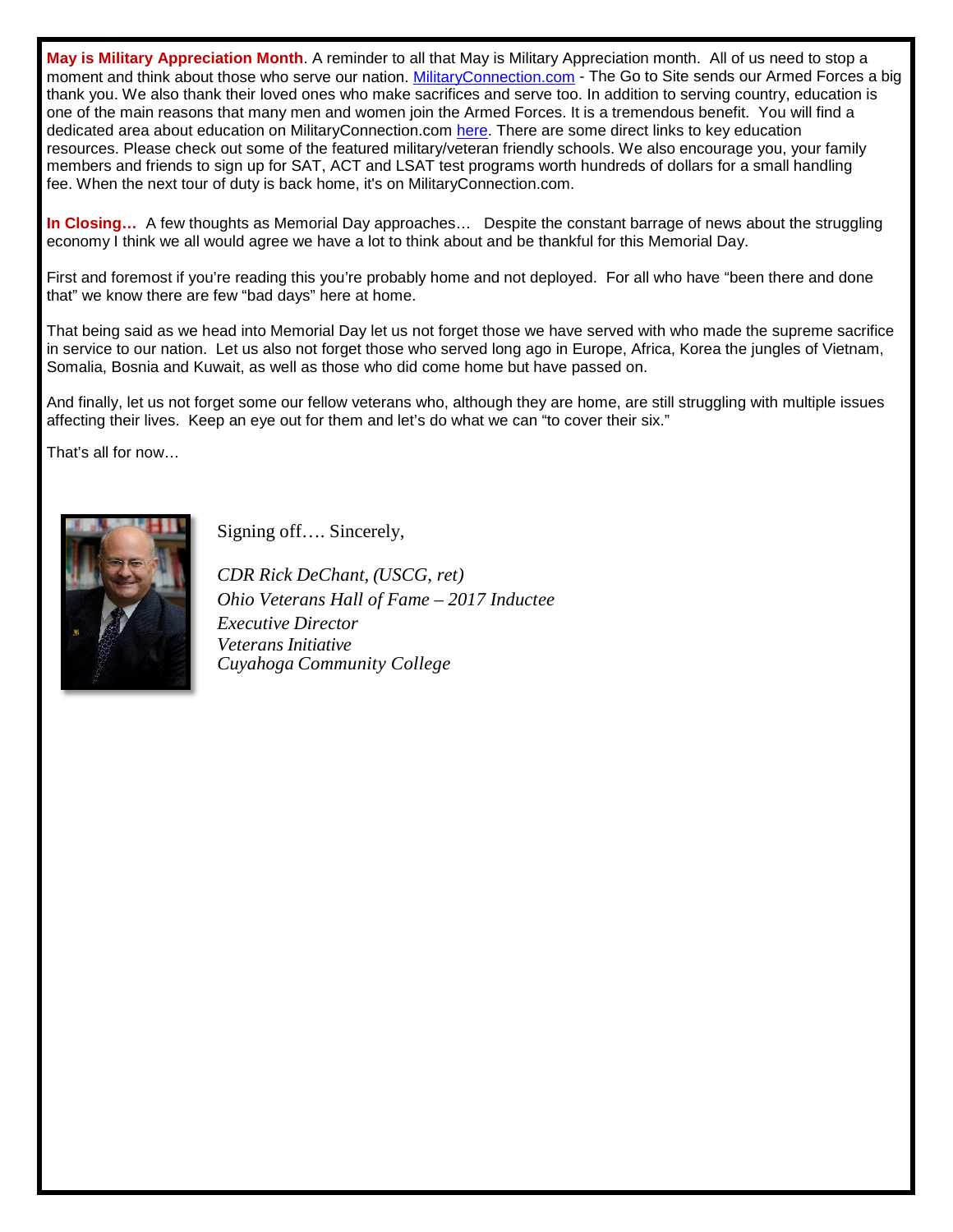**May is Military Appreciation Month**. A reminder to all that May is Military Appreciation month. All of us need to stop a moment and think about those who serve our nation. MilitaryConnection.com - The Go to Site sends our Armed Forces a big thank you. We also thank their loved ones who make sacrifices and serve too. In addition to serving country, education is one of the main reasons that many men and women join the Armed Forces. It is a tremendous benefit. You will find a dedicated area about education on MilitaryConnection.com here. There are some direct links to key education resources. Please check out some of the featured military/veteran friendly schools. We also encourage you, your family members and friends to sign up for SAT, ACT and LSAT test programs worth hundreds of dollars for a small handling fee. When the next tour of duty is back home, it's on MilitaryConnection.com.

**In Closing…** A few thoughts as Memorial Day approaches… Despite the constant barrage of news about the struggling economy I think we all would agree we have a lot to think about and be thankful for this Memorial Day.

First and foremost if you're reading this you're probably home and not deployed. For all who have "been there and done that" we know there are few "bad days" here at home.

That being said as we head into Memorial Day let us not forget those we have served with who made the supreme sacrifice in service to our nation. Let us also not forget those who served long ago in Europe, Africa, Korea the jungles of Vietnam, Somalia, Bosnia and Kuwait, as well as those who did come home but have passed on.

And finally, let us not forget some our fellow veterans who, although they are home, are still struggling with multiple issues affecting their lives. Keep an eye out for them and let's do what we can "to cover their six."

That's all for now…

Signing off…. Sincerely,

*CDR Rick DeChant, (USCG, ret)*
*Ohio Veterans Hall of Fame – 2017 Inductee*
*Executive Director*
*Veterans Initiative*
*Cuyahoga Community College*